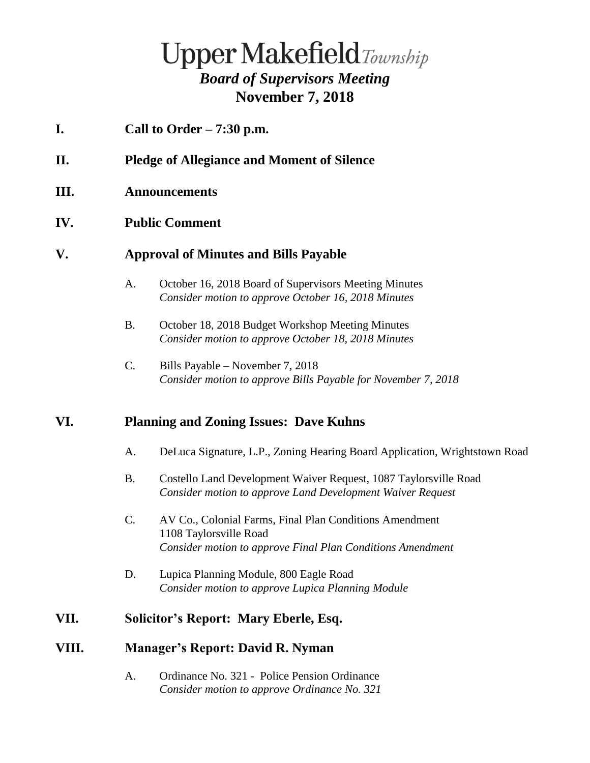# Upper Makefield *Township*

## *Board of Supervisors Meeting*

## November 7, 2018

**I. Call to Order – 7:30 p.m.**

**II. Pledge of Allegiance and Moment of Silence**

**III. Announcements**

**IV. Public Comment**

**V. Approval of Minutes and Bills Payable**

A. October 16, 2018 Board of Supervisors Meeting Minutes
*Consider motion to approve October 16, 2018 Minutes*

B. October 18, 2018 Budget Workshop Meeting Minutes
*Consider motion to approve October 18, 2018 Minutes*

C. Bills Payable – November 7, 2018
*Consider motion to approve Bills Payable for November 7, 2018*

**VI. Planning and Zoning Issues: Dave Kuhns**

A. DeLuca Signature, L.P., Zoning Hearing Board Application, Wrightstown Road

B. Costello Land Development Waiver Request, 1087 Taylorsville Road
*Consider motion to approve Land Development Waiver Request*

C. AV Co., Colonial Farms, Final Plan Conditions Amendment
1108 Taylorsville Road
*Consider motion to approve Final Plan Conditions Amendment*

D. Lupica Planning Module, 800 Eagle Road
*Consider motion to approve Lupica Planning Module*

**VII. Solicitor's Report: Mary Eberle, Esq.**

**VIII. Manager's Report: David R. Nyman**

A. Ordinance No. 321 - Police Pension Ordinance
*Consider motion to approve Ordinance No. 321*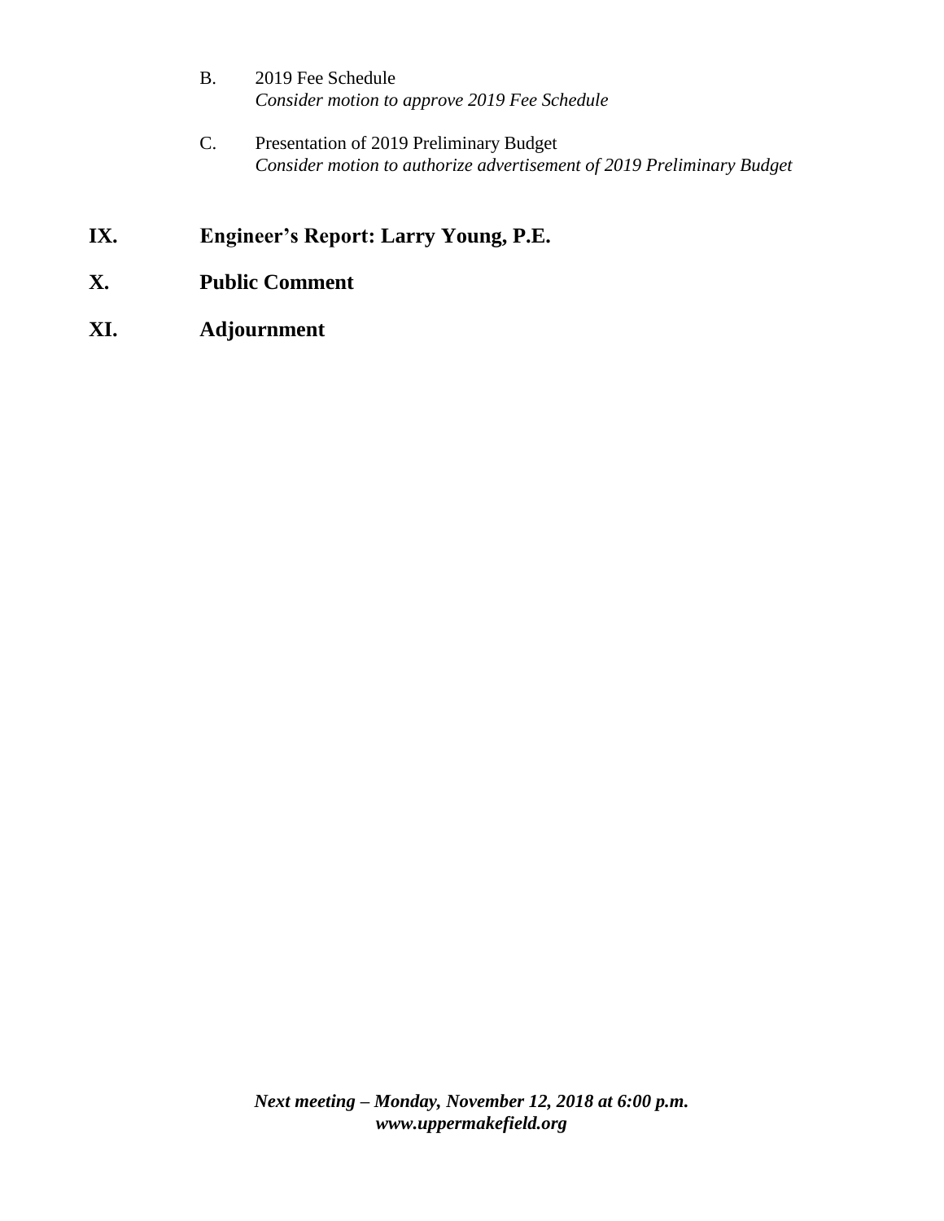B. 2019 Fee Schedule
*Consider motion to approve 2019 Fee Schedule*

C. Presentation of 2019 Preliminary Budget
*Consider motion to authorize advertisement of 2019 Preliminary Budget*

## IX. Engineer's Report: Larry Young, P.E.

## X. Public Comment

## XI. Adjournment

***Next meeting – Monday, November 12, 2018 at 6:00 p.m.***
***www.uppermakefield.org***